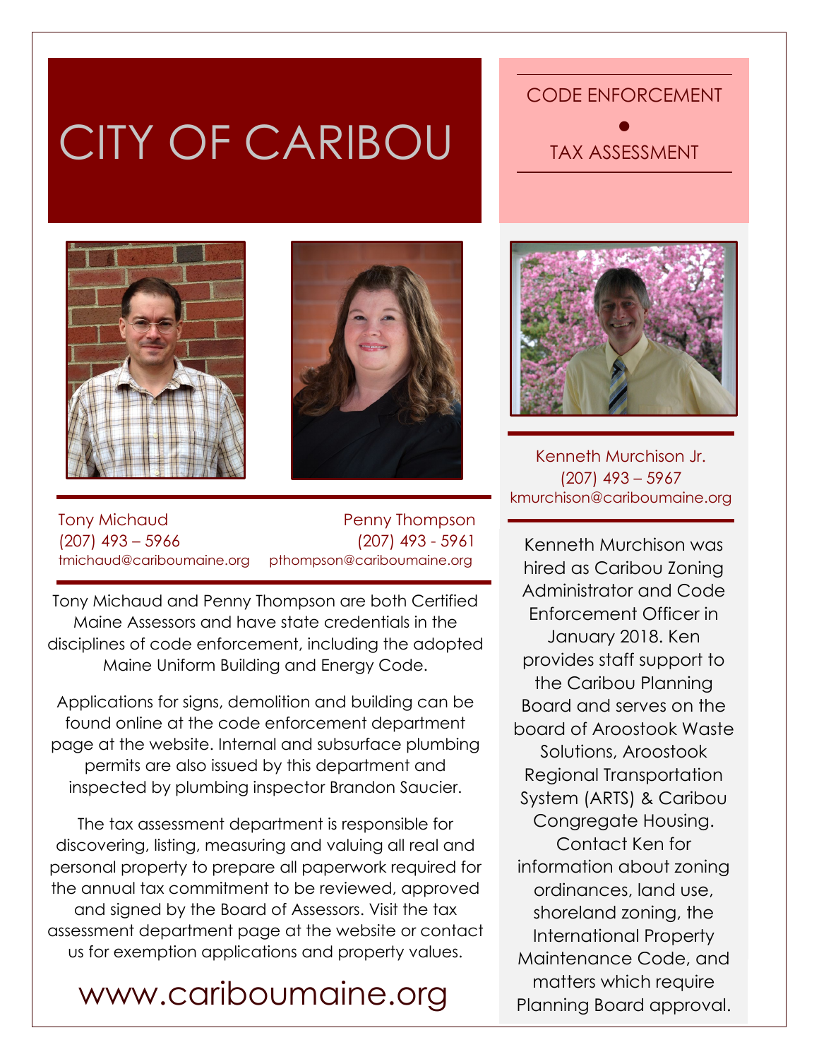# CITY OF CARIBOU

CODE ENFORCEMENT

●

TAX ASSESSMENT

Tony Michaud
(207) 493 – 5966
tmichaud@cariboumaine.org

Penny Thompson
(207) 493 - 5961
pthompson@cariboumaine.org

Tony Michaud and Penny Thompson are both Certified Maine Assessors and have state credentials in the disciplines of code enforcement, including the adopted Maine Uniform Building and Energy Code.

Applications for signs, demolition and building can be found online at the code enforcement department page at the website. Internal and subsurface plumbing permits are also issued by this department and inspected by plumbing inspector Brandon Saucier.

The tax assessment department is responsible for discovering, listing, measuring and valuing all real and personal property to prepare all paperwork required for the annual tax commitment to be reviewed, approved and signed by the Board of Assessors. Visit the tax assessment department page at the website or contact us for exemption applications and property values.

www.cariboumaine.org

Kenneth Murchison Jr.
(207) 493 – 5967
kmurchison@cariboumaine.org

Kenneth Murchison was hired as Caribou Zoning Administrator and Code Enforcement Officer in January 2018. Ken provides staff support to the Caribou Planning Board and serves on the board of Aroostook Waste Solutions, Aroostook Regional Transportation System (ARTS) & Caribou Congregate Housing. Contact Ken for information about zoning ordinances, land use, shoreland zoning, the International Property Maintenance Code, and matters which require Planning Board approval.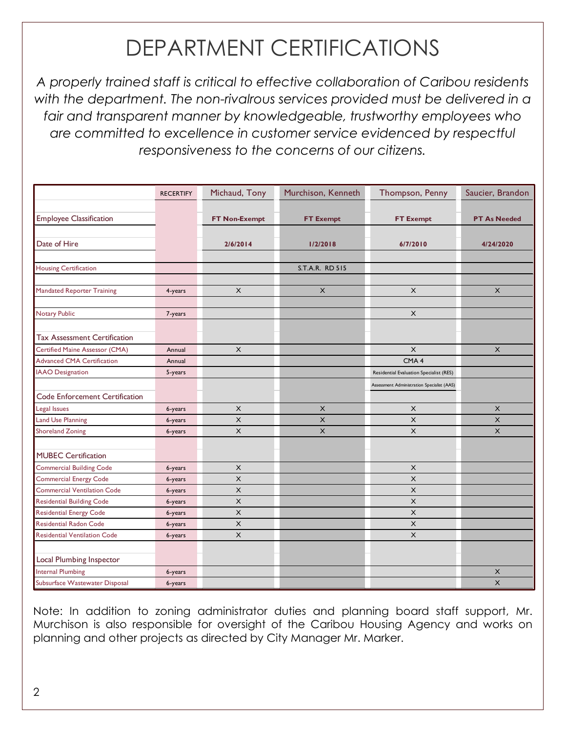# DEPARTMENT CERTIFICATIONS

*A properly trained staff is critical to effective collaboration of Caribou residents with the department. The non-rivalrous services provided must be delivered in a fair and transparent manner by knowledgeable, trustworthy employees who are committed to excellence in customer service evidenced by respectful responsiveness to the concerns of our citizens.*

| | RECERTIFY | Michaud, Tony | Murchison, Kenneth | Thompson, Penny | Saucier, Brandon |
|---|---|---|---|---|---|
| Employee Classification | | **FT Non-Exempt** | **FT Exempt** | **FT Exempt** | **PT As Needed** |
| Date of Hire | | **2/6/2014** | **1/2/2018** | **6/7/2010** | **4/24/2020** |
| Housing Certification | | | S.T.A.R. RD 515 | | |
| Mandated Reporter Training | 4-years | X | X | X | X |
| Notary Public | 7-years | | | X | |
| **Tax Assessment Certification** | | | | | |
| Certified Maine Assessor (CMA) | Annual | X | | X | X |
| Advanced CMA Certification | Annual | | | CMA 4 | |
| IAAO Designation | 5-years | | | Residential Evaluation Specialist (RES) | |
| | | | | Assessment Administration Specialist (AAS) | |
| **Code Enforcement Certification** | | | | | |
| Legal Issues | 6-years | X | X | X | X |
| Land Use Planning | 6-years | X | X | X | X |
| Shoreland Zoning | 6-years | X | X | X | X |
| **MUBEC Certification** | | | | | |
| Commercial Building Code | 6-years | X | | X | |
| Commercial Energy Code | 6-years | X | | X | |
| Commercial Ventilation Code | 6-years | X | | X | |
| Residential Building Code | 6-years | X | | X | |
| Residential Energy Code | 6-years | X | | X | |
| Residential Radon Code | 6-years | X | | X | |
| Residential Ventilation Code | 6-years | X | | X | |
| **Local Plumbing Inspector** | | | | | |
| Internal Plumbing | 6-years | | | | X |
| Subsurface Wastewater Disposal | 6-years | | | | X |

Note: In addition to zoning administrator duties and planning board staff support, Mr. Murchison is also responsible for oversight of the Caribou Housing Agency and works on planning and other projects as directed by City Manager Mr. Marker.